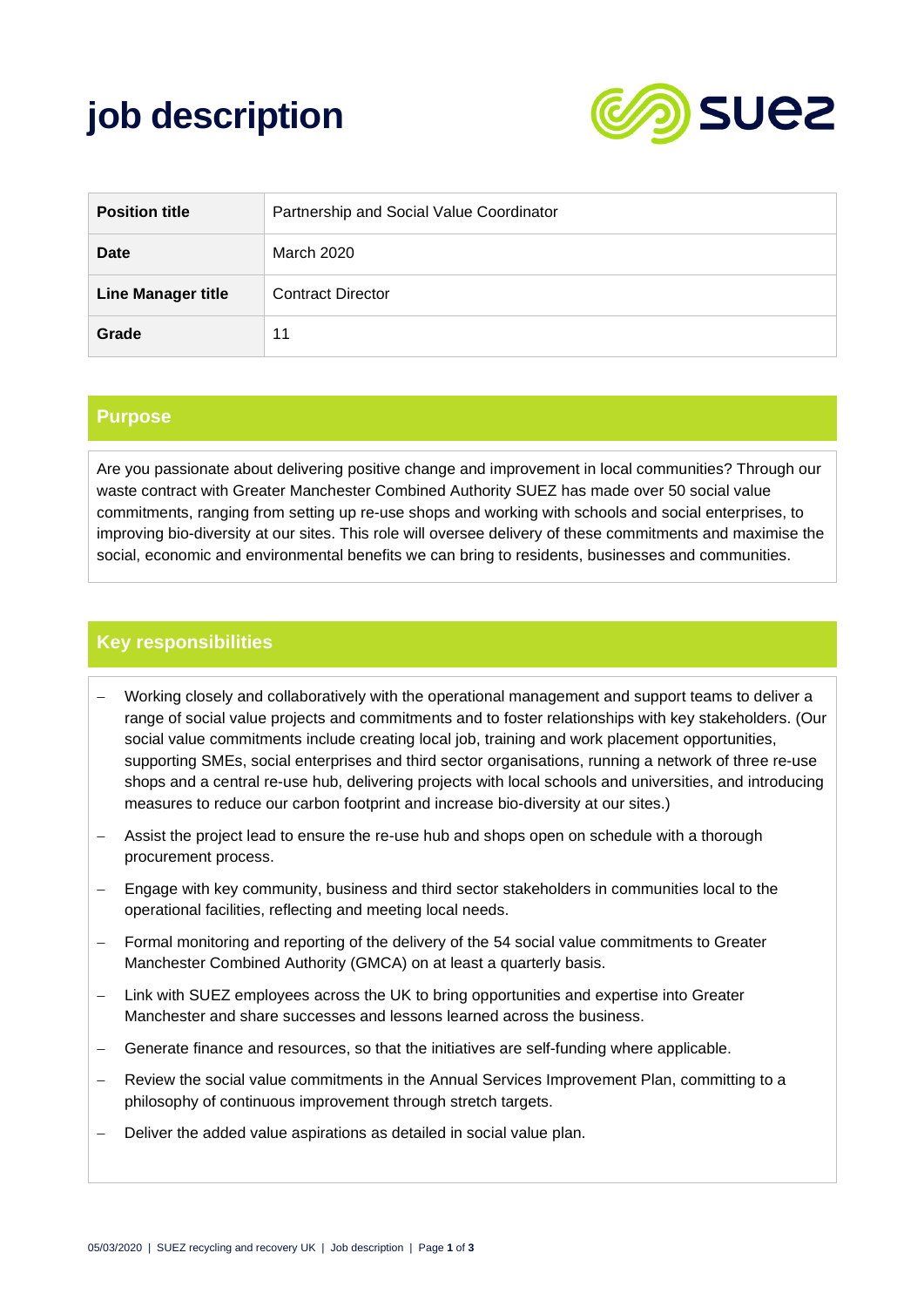# job description

| Position title | Partnership and Social Value Coordinator |
|---|---|
| Date | March 2020 |
| Line Manager title | Contract Director |
| Grade | 11 |

## Purpose

Are you passionate about delivering positive change and improvement in local communities? Through our waste contract with Greater Manchester Combined Authority SUEZ has made over 50 social value commitments, ranging from setting up re-use shops and working with schools and social enterprises, to improving bio-diversity at our sites. This role will oversee delivery of these commitments and maximise the social, economic and environmental benefits we can bring to residents, businesses and communities.

## Key responsibilities

- Working closely and collaboratively with the operational management and support teams to deliver a range of social value projects and commitments and to foster relationships with key stakeholders. (Our social value commitments include creating local job, training and work placement opportunities, supporting SMEs, social enterprises and third sector organisations, running a network of three re-use shops and a central re-use hub, delivering projects with local schools and universities, and introducing measures to reduce our carbon footprint and increase bio-diversity at our sites.)
- Assist the project lead to ensure the re-use hub and shops open on schedule with a thorough procurement process.
- Engage with key community, business and third sector stakeholders in communities local to the operational facilities, reflecting and meeting local needs.
- Formal monitoring and reporting of the delivery of the 54 social value commitments to Greater Manchester Combined Authority (GMCA) on at least a quarterly basis.
- Link with SUEZ employees across the UK to bring opportunities and expertise into Greater Manchester and share successes and lessons learned across the business.
- Generate finance and resources, so that the initiatives are self-funding where applicable.
- Review the social value commitments in the Annual Services Improvement Plan, committing to a philosophy of continuous improvement through stretch targets.
- Deliver the added value aspirations as detailed in social value plan.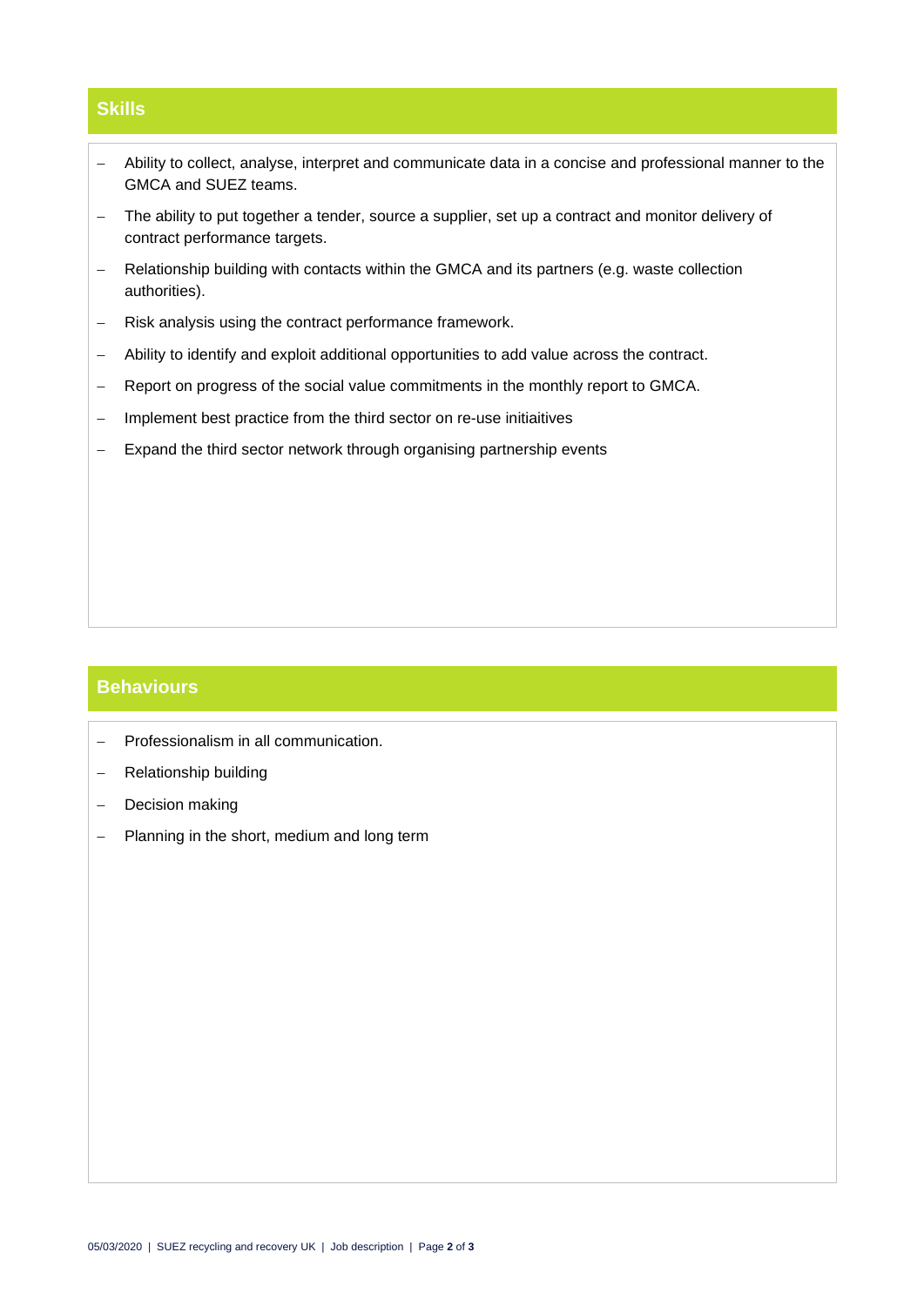## Skills

- Ability to collect, analyse, interpret and communicate data in a concise and professional manner to the GMCA and SUEZ teams.
- The ability to put together a tender, source a supplier, set up a contract and monitor delivery of contract performance targets.
- Relationship building with contacts within the GMCA and its partners (e.g. waste collection authorities).
- Risk analysis using the contract performance framework.
- Ability to identify and exploit additional opportunities to add value across the contract.
- Report on progress of the social value commitments in the monthly report to GMCA.
- Implement best practice from the third sector on re-use initiaitives
- Expand the third sector network through organising partnership events

## Behaviours

- Professionalism in all communication.
- Relationship building
- Decision making
- Planning in the short, medium and long term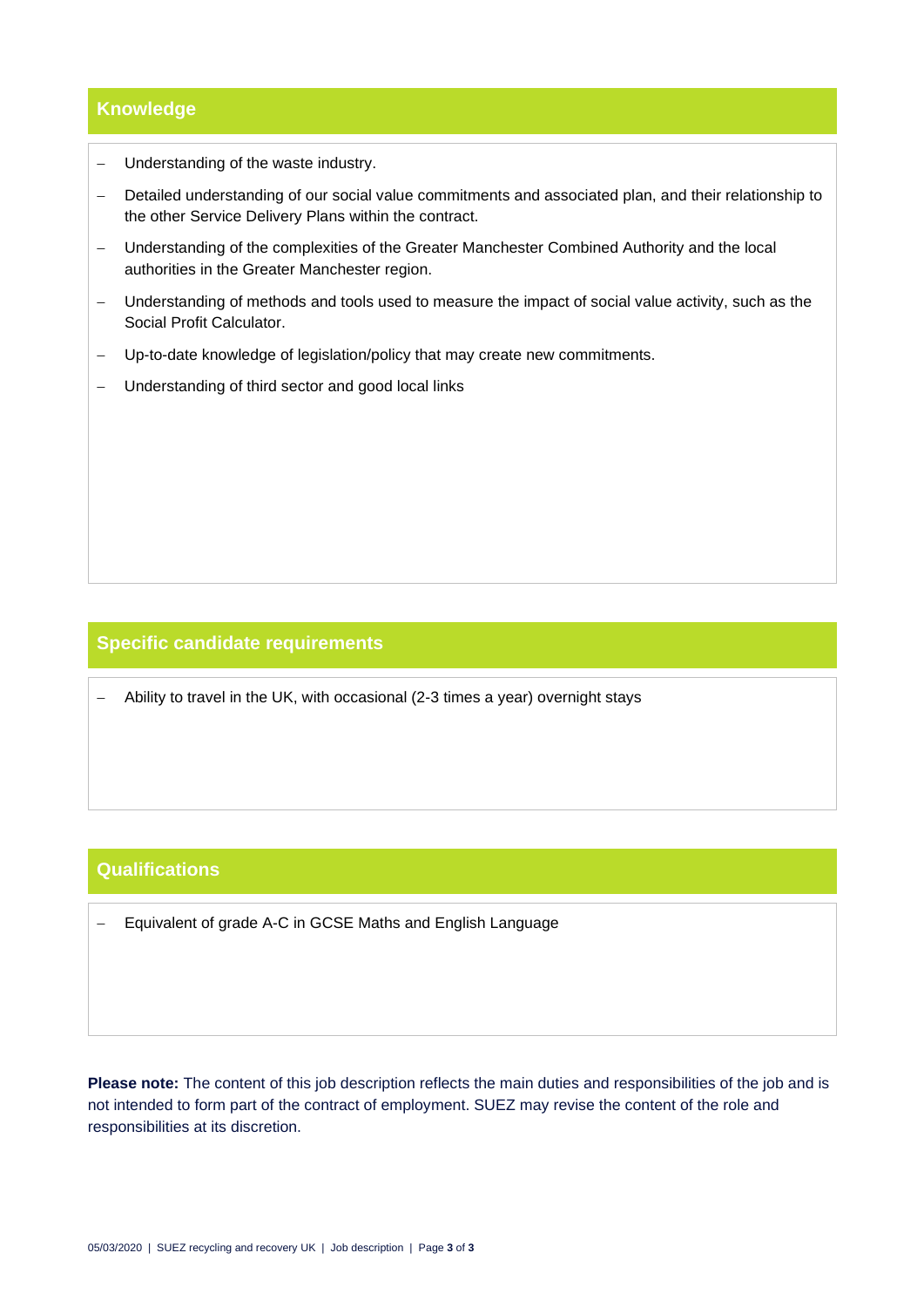## Knowledge

- Understanding of the waste industry.
- Detailed understanding of our social value commitments and associated plan, and their relationship to the other Service Delivery Plans within the contract.
- Understanding of the complexities of the Greater Manchester Combined Authority and the local authorities in the Greater Manchester region.
- Understanding of methods and tools used to measure the impact of social value activity, such as the Social Profit Calculator.
- Up-to-date knowledge of legislation/policy that may create new commitments.
- Understanding of third sector and good local links

## Specific candidate requirements

- Ability to travel in the UK, with occasional (2-3 times a year) overnight stays

## Qualifications

- Equivalent of grade A-C in GCSE Maths and English Language

**Please note:** The content of this job description reflects the main duties and responsibilities of the job and is not intended to form part of the contract of employment. SUEZ may revise the content of the role and responsibilities at its discretion.